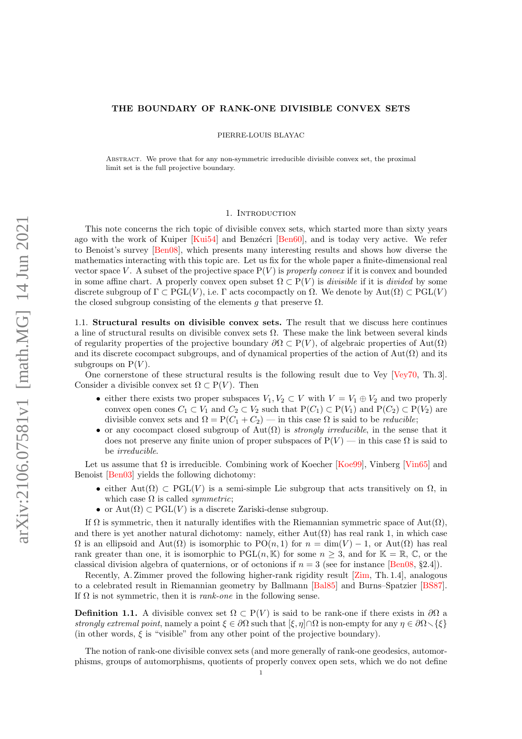# THE BOUNDARY OF RANK-ONE DIVISIBLE CONVEX SETS

PIERRE-LOUIS BLAYAC

**Abstract.** We prove that for any non-symmetric irreducible divisible convex set, the proximal limit set is the full projective boundary.

## 1. Introduction

This note concerns the rich topic of divisible convex sets, which started more than sixty years ago with the work of Kuiper [Kui54] and Benzécri [Ben60], and is today very active. We refer to Benoist's survey [Ben08], which presents many interesting results and shows how diverse the mathematics interacting with this topic are. Let us fix for the whole paper a finite-dimensional real vector space $V$. A subset of the projective space $\mathrm{P}(V)$ is *properly convex* if it is convex and bounded in some affine chart. A properly convex open subset $\Omega \subset \mathrm{P}(V)$ is *divisible* if it is *divided* by some discrete subgroup of $\Gamma \subset \mathrm{PGL}(V)$, i.e. $\Gamma$ acts cocompactly on $\Omega$. We denote by $\mathrm{Aut}(\Omega) \subset \mathrm{PGL}(V)$ the closed subgroup consisting of the elements $g$ that preserve $\Omega$.

### 1.1. Structural results on divisible convex sets.

The result that we discuss here continues a line of structural results on divisible convex sets $\Omega$. These make the link between several kinds of regularity properties of the projective boundary $\partial\Omega \subset \mathrm{P}(V)$, of algebraic properties of $\mathrm{Aut}(\Omega)$ and its discrete cocompact subgroups, and of dynamical properties of the action of $\mathrm{Aut}(\Omega)$ and its subgroups on $\mathrm{P}(V)$.

One cornerstone of these structural results is the following result due to Vey [Vey70, Th. 3]. Consider a divisible convex set $\Omega \subset \mathrm{P}(V)$. Then

- either there exists two proper subspaces $V_1, V_2 \subset V$ with $V = V_1 \oplus V_2$ and two properly convex open cones $C_1 \subset V_1$ and $C_2 \subset V_2$ such that $\mathrm{P}(C_1) \subset \mathrm{P}(V_1)$ and $\mathrm{P}(C_2) \subset \mathrm{P}(V_2)$ are divisible convex sets and $\Omega = \mathrm{P}(C_1 + C_2)$ — in this case $\Omega$ is said to be *reducible*;
- or any cocompact closed subgroup of $\mathrm{Aut}(\Omega)$ is *strongly irreducible*, in the sense that it does not preserve any finite union of proper subspaces of $\mathrm{P}(V)$ — in this case $\Omega$ is said to be *irreducible*.

Let us assume that $\Omega$ is irreducible. Combining work of Koecher [Koe99], Vinberg [Vin65] and Benoist [Ben03] yields the following dichotomy:

- either $\mathrm{Aut}(\Omega) \subset \mathrm{PGL}(V)$ is a semi-simple Lie subgroup that acts transitively on $\Omega$, in which case $\Omega$ is called *symmetric*;
- or $\mathrm{Aut}(\Omega) \subset \mathrm{PGL}(V)$ is a discrete Zariski-dense subgroup.

If $\Omega$ is symmetric, then it naturally identifies with the Riemannian symmetric space of $\mathrm{Aut}(\Omega)$, and there is yet another natural dichotomy: namely, either $\mathrm{Aut}(\Omega)$ has real rank 1, in which case $\Omega$ is an ellipsoid and $\mathrm{Aut}(\Omega)$ is isomorphic to $\mathrm{PO}(n, 1)$ for $n = \dim(V) - 1$, or $\mathrm{Aut}(\Omega)$ has real rank greater than one, it is isomorphic to $\mathrm{PGL}(n, \mathbb{K})$ for some $n \geq 3$, and for $\mathbb{K} = \mathbb{R}$, $\mathbb{C}$, or the classical division algebra of quaternions, or of octonions if $n = 3$ (see for instance [Ben08, §2.4]).

Recently, A. Zimmer proved the following higher-rank rigidity result [Zim, Th. 1.4], analogous to a celebrated result in Riemannian geometry by Ballmann [Bal85] and Burns–Spatzier [BS87]. If $\Omega$ is not symmetric, then it is *rank-one* in the following sense.

**Definition 1.1.** A divisible convex set $\Omega \subset \mathrm{P}(V)$ is said to be rank-one if there exists in $\partial\Omega$ a *strongly extremal point*, namely a point $\xi \in \partial\Omega$ such that $[\xi, \eta] \cap \Omega$ is non-empty for any $\eta \in \partial\Omega \smallsetminus \{\xi\}$ (in other words, $\xi$ is "visible" from any other point of the projective boundary).

The notion of rank-one divisible convex sets (and more generally of rank-one geodesics, automorphisms, groups of automorphisms, quotients of properly convex open sets, which we do not define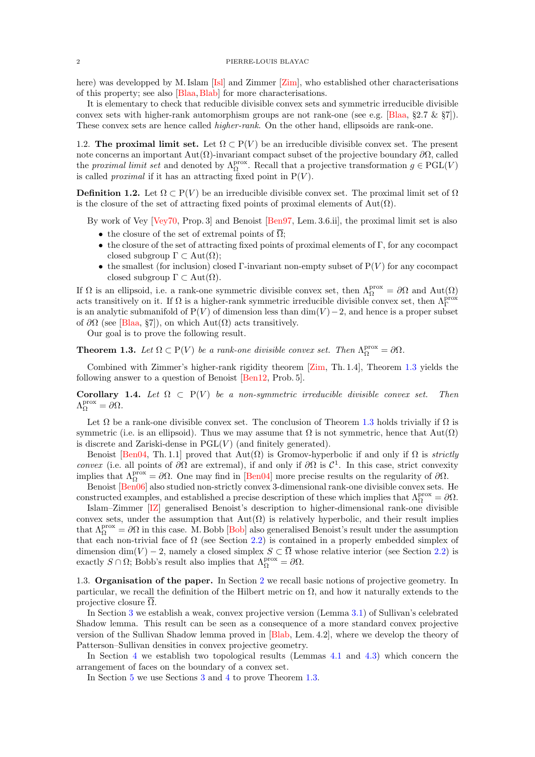here) was developped by M. Islam [Isl] and Zimmer [Zim], who established other characterisations of this property; see also [Blaa, Blab] for more characterisations.

It is elementary to check that reducible divisible convex sets and symmetric irreducible divisible convex sets with higher-rank automorphism groups are not rank-one (see e.g. [Blaa, §2.7 & §7]). These convex sets are hence called *higher-rank*. On the other hand, ellipsoids are rank-one.

## 1.2. The proximal limit set.

Let $\Omega \subset \mathrm{P}(V)$ be an irreducible divisible convex set. The present note concerns an important $\mathrm{Aut}(\Omega)$-invariant compact subset of the projective boundary $\partial\Omega$, called the *proximal limit set* and denoted by $\Lambda^{\mathrm{prox}}_{\Omega}$. Recall that a projective transformation $g \in \mathrm{PGL}(V)$ is called *proximal* if it has an attracting fixed point in $\mathrm{P}(V)$.

**Definition 1.2.** Let $\Omega \subset \mathrm{P}(V)$ be an irreducible divisible convex set. The proximal limit set of $\Omega$ is the closure of the set of attracting fixed points of proximal elements of $\mathrm{Aut}(\Omega)$.

By work of Vey [Vey70, Prop. 3] and Benoist [Ben97, Lem. 3.6.ii], the proximal limit set is also

- the closure of the set of extremal points of $\overline{\Omega}$;
- the closure of the set of attracting fixed points of proximal elements of $\Gamma$, for any cocompact closed subgroup $\Gamma \subset \mathrm{Aut}(\Omega)$;
- the smallest (for inclusion) closed $\Gamma$-invariant non-empty subset of $\mathrm{P}(V)$ for any cocompact closed subgroup $\Gamma \subset \mathrm{Aut}(\Omega)$.

If $\Omega$ is an ellipsoid, i.e. a rank-one symmetric divisible convex set, then $\Lambda^{\mathrm{prox}}_{\Omega} = \partial\Omega$ and $\mathrm{Aut}(\Omega)$ acts transitively on it. If $\Omega$ is a higher-rank symmetric irreducible divisible convex set, then $\Lambda^{\mathrm{prox}}_{\Gamma}$ is an analytic submanifold of $\mathrm{P}(V)$ of dimension less than $\dim(V) - 2$, and hence is a proper subset of $\partial\Omega$ (see [Blaa, §7]), on which $\mathrm{Aut}(\Omega)$ acts transitively.

Our goal is to prove the following result.

**Theorem 1.3.** *Let $\Omega \subset \mathrm{P}(V)$ be a rank-one divisible convex set. Then $\Lambda^{\mathrm{prox}}_{\Omega} = \partial\Omega$.*

Combined with Zimmer's higher-rank rigidity theorem [Zim, Th. 1.4], Theorem 1.3 yields the following answer to a question of Benoist [Ben12, Prob. 5].

**Corollary 1.4.** *Let $\Omega \subset \mathrm{P}(V)$ be a non-symmetric irreducible divisible convex set. Then $\Lambda^{\mathrm{prox}}_{\Omega} = \partial\Omega$.*

Let $\Omega$ be a rank-one divisible convex set. The conclusion of Theorem 1.3 holds trivially if $\Omega$ is symmetric (i.e. is an ellipsoid). Thus we may assume that $\Omega$ is not symmetric, hence that $\mathrm{Aut}(\Omega)$ is discrete and Zariski-dense in $\mathrm{PGL}(V)$ (and finitely generated).

Benoist [Ben04, Th. 1.1] proved that $\mathrm{Aut}(\Omega)$ is Gromov-hyperbolic if and only if $\Omega$ is *strictly convex* (i.e. all points of $\partial\Omega$ are extremal), if and only if $\partial\Omega$ is $\mathcal{C}^1$. In this case, strict convexity implies that $\Lambda^{\mathrm{prox}}_{\Omega} = \partial\Omega$. One may find in [Ben04] more precise results on the regularity of $\partial\Omega$.

Benoist [Ben06] also studied non-strictly convex 3-dimensional rank-one divisible convex sets. He constructed examples, and established a precise description of these which implies that $\Lambda^{\mathrm{prox}}_{\Omega} = \partial\Omega$.

Islam–Zimmer [IZ] generalised Benoist's description to higher-dimensional rank-one divisible convex sets, under the assumption that $\mathrm{Aut}(\Omega)$ is relatively hyperbolic, and their result implies that $\Lambda^{\mathrm{prox}}_{\Omega} = \partial\Omega$ in this case. M. Bobb [Bob] also generalised Benoist's result under the assumption that each non-trivial face of $\Omega$ (see Section 2.2) is contained in a properly embedded simplex of dimension $\dim(V) - 2$, namely a closed simplex $S \subset \overline{\Omega}$ whose relative interior (see Section 2.2) is exactly $S \cap \Omega$; Bobb's result also implies that $\Lambda^{\mathrm{prox}}_{\Omega} = \partial\Omega$.

## 1.3. Organisation of the paper.

In Section 2 we recall basic notions of projective geometry. In particular, we recall the definition of the Hilbert metric on $\Omega$, and how it naturally extends to the projective closure $\overline{\Omega}$.

In Section 3 we establish a weak, convex projective version (Lemma 3.1) of Sullivan's celebrated Shadow lemma. This result can be seen as a consequence of a more standard convex projective version of the Sullivan Shadow lemma proved in [Blab, Lem. 4.2], where we develop the theory of Patterson–Sullivan densities in convex projective geometry.

In Section 4 we establish two topological results (Lemmas 4.1 and 4.3) which concern the arrangement of faces on the boundary of a convex set.

In Section 5 we use Sections 3 and 4 to prove Theorem 1.3.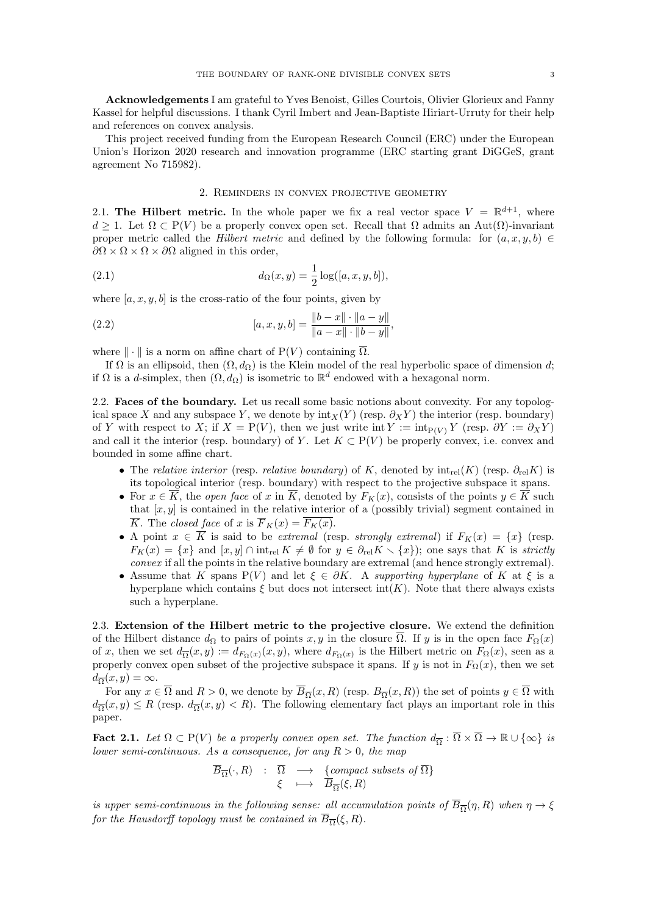**Acknowledgements** I am grateful to Yves Benoist, Gilles Courtois, Olivier Glorieux and Fanny Kassel for helpful discussions. I thank Cyril Imbert and Jean-Baptiste Hiriart-Urruty for their help and references on convex analysis.

This project received funding from the European Research Council (ERC) under the European Union's Horizon 2020 research and innovation programme (ERC starting grant DiGGeS, grant agreement No 715982).

## 2. Reminders in convex projective geometry

**2.1. The Hilbert metric.** In the whole paper we fix a real vector space $V = \mathbb{R}^{d+1}$, where $d \geq 1$. Let $\Omega \subset \mathrm{P}(V)$ be a properly convex open set. Recall that $\Omega$ admits an $\mathrm{Aut}(\Omega)$-invariant proper metric called the *Hilbert metric* and defined by the following formula: for $(a, x, y, b) \in \partial\Omega \times \Omega \times \Omega \times \partial\Omega$ aligned in this order,

$$d_\Omega(x, y) = \frac{1}{2}\log([a, x, y, b]), \tag{2.1}$$

where $[a, x, y, b]$ is the cross-ratio of the four points, given by

$$[a, x, y, b] = \frac{\|b - x\| \cdot \|a - y\|}{\|a - x\| \cdot \|b - y\|}, \tag{2.2}$$

where $\|\cdot\|$ is a norm on affine chart of $\mathrm{P}(V)$ containing $\overline{\Omega}$.

If $\Omega$ is an ellipsoid, then $(\Omega, d_\Omega)$ is the Klein model of the real hyperbolic space of dimension $d$; if $\Omega$ is a $d$-simplex, then $(\Omega, d_\Omega)$ is isometric to $\mathbb{R}^d$ endowed with a hexagonal norm.

**2.2. Faces of the boundary.** Let us recall some basic notions about convexity. For any topological space $X$ and any subspace $Y$, we denote by $\mathrm{int}_X(Y)$ (resp. $\partial_X Y$) the interior (resp. boundary) of $Y$ with respect to $X$; if $X = \mathrm{P}(V)$, then we just write $\mathrm{int}\, Y := \mathrm{int}_{\mathrm{P}(V)}\, Y$ (resp. $\partial Y := \partial_X Y$) and call it the interior (resp. boundary) of $Y$. Let $K \subset \mathrm{P}(V)$ be properly convex, i.e. convex and bounded in some affine chart.

- The *relative interior* (resp. *relative boundary*) of $K$, denoted by $\mathrm{int}_{\mathrm{rel}}(K)$ (resp. $\partial_{\mathrm{rel}} K$) is its topological interior (resp. boundary) with respect to the projective subspace it spans.
- For $x \in \overline{K}$, the *open face* of $x$ in $\overline{K}$, denoted by $F_K(x)$, consists of the points $y \in \overline{K}$ such that $[x, y]$ is contained in the relative interior of a (possibly trivial) segment contained in $\overline{K}$. The *closed face* of $x$ is $\overline{F}_K(x) = \overline{F_K(x)}$.
- A point $x \in \overline{K}$ is said to be *extremal* (resp. *strongly extremal*) if $F_K(x) = \{x\}$ (resp. $F_K(x) = \{x\}$ and $[x, y] \cap \mathrm{int}_{\mathrm{rel}}\, K \neq \emptyset$ for $y \in \partial_{\mathrm{rel}} K \smallsetminus \{x\}$); one says that $K$ is *strictly convex* if all the points in the relative boundary are extremal (and hence strongly extremal).
- Assume that $K$ spans $\mathrm{P}(V)$ and let $\xi \in \partial K$. A *supporting hyperplane* of $K$ at $\xi$ is a hyperplane which contains $\xi$ but does not intersect $\mathrm{int}(K)$. Note that there always exists such a hyperplane.

**2.3. Extension of the Hilbert metric to the projective closure.** We extend the definition of the Hilbert distance $d_\Omega$ to pairs of points $x, y$ in the closure $\overline{\Omega}$. If $y$ is in the open face $F_\Omega(x)$ of $x$, then we set $d_{\overline{\Omega}}(x, y) := d_{F_\Omega(x)}(x, y)$, where $d_{F_\Omega(x)}$ is the Hilbert metric on $F_\Omega(x)$, seen as a properly convex open subset of the projective subspace it spans. If $y$ is not in $F_\Omega(x)$, then we set $d_{\overline{\Omega}}(x, y) = \infty$.

For any $x \in \overline{\Omega}$ and $R > 0$, we denote by $\overline{B}_{\overline{\Omega}}(x, R)$ (resp. $B_{\overline{\Omega}}(x, R)$) the set of points $y \in \overline{\Omega}$ with $d_{\overline{\Omega}}(x, y) \leq R$ (resp. $d_{\overline{\Omega}}(x, y) < R$). The following elementary fact plays an important role in this paper.

**Fact 2.1.** *Let $\Omega \subset \mathrm{P}(V)$ be a properly convex open set. The function $d_{\overline{\Omega}} : \overline{\Omega} \times \overline{\Omega} \to \mathbb{R} \cup \{\infty\}$ is lower semi-continuous. As a consequence, for any $R > 0$, the map*

$$\begin{array}{rcl} \overline{B}_{\overline{\Omega}}(\cdot, R) & : & \overline{\Omega} \longrightarrow \{\textit{compact subsets of } \overline{\Omega}\} \\ & & \xi \longmapsto \overline{B}_{\overline{\Omega}}(\xi, R) \end{array}$$

*is upper semi-continuous in the following sense: all accumulation points of $\overline{B}_{\overline{\Omega}}(\eta, R)$ when $\eta \to \xi$ for the Hausdorff topology must be contained in $\overline{B}_{\overline{\Omega}}(\xi, R)$.*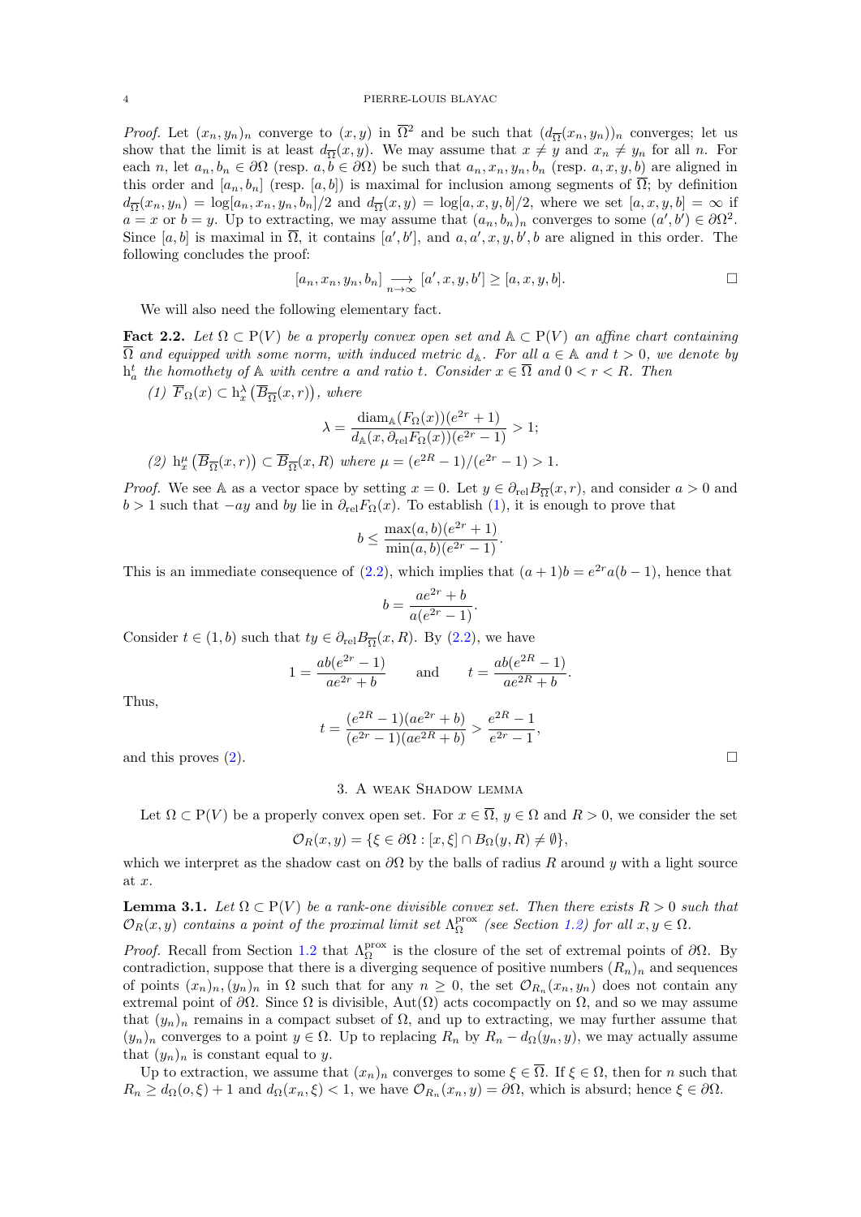*Proof.* Let $(x_n, y_n)_n$ converge to $(x, y)$ in $\overline{\Omega}^2$ and be such that $(d_{\overline{\Omega}}(x_n, y_n))_n$ converges; let us show that the limit is at least $d_{\overline{\Omega}}(x, y)$. We may assume that $x \neq y$ and $x_n \neq y_n$ for all $n$. For each $n$, let $a_n, b_n \in \partial\Omega$ (resp. $a, b \in \partial\Omega$) be such that $a_n, x_n, y_n, b_n$ (resp. $a, x, y, b$) are aligned in this order and $[a_n, b_n]$ (resp. $[a, b]$) is maximal for inclusion among segments of $\overline{\Omega}$; by definition $d_{\overline{\Omega}}(x_n, y_n) = \log[a_n, x_n, y_n, b_n]/2$ and $d_{\overline{\Omega}}(x, y) = \log[a, x, y, b]/2$, where we set $[a, x, y, b] = \infty$ if $a = x$ or $b = y$. Up to extracting, we may assume that $(a_n, b_n)_n$ converges to some $(a', b') \in \partial\Omega^2$. Since $[a, b]$ is maximal in $\overline{\Omega}$, it contains $[a', b']$, and $a, a', x, y, b', b$ are aligned in this order. The following concludes the proof:

$$[a_n, x_n, y_n, b_n] \underset{n\to\infty}{\longrightarrow} [a', x, y, b'] \geq [a, x, y, b]. \qquad \square$$

We will also need the following elementary fact.

**Fact 2.2.** *Let $\Omega \subset \mathrm{P}(V)$ be a properly convex open set and $\mathbb{A} \subset \mathrm{P}(V)$ an affine chart containing $\overline{\Omega}$ and equipped with some norm, with induced metric $d_{\mathbb{A}}$. For all $a \in \mathbb{A}$ and $t > 0$, we denote by $\mathrm{h}_a^t$ the homothety of $\mathbb{A}$ with centre $a$ and ratio $t$. Consider $x \in \overline{\Omega}$ and $0 < r < R$. Then*

*(1) $\overline{F}_\Omega(x) \subset \mathrm{h}_x^\lambda\left(\overline{B}_{\overline{\Omega}}(x, r)\right)$, where*

$$\lambda = \frac{\mathrm{diam}_{\mathbb{A}}(F_\Omega(x))(e^{2r}+1)}{d_{\mathbb{A}}(x, \partial_{\mathrm{rel}} F_\Omega(x))(e^{2r}-1)} > 1;$$

*(2) $\mathrm{h}_x^\mu\left(\overline{B}_{\overline{\Omega}}(x, r)\right) \subset \overline{B}_{\overline{\Omega}}(x, R)$ where $\mu = (e^{2R}-1)/(e^{2r}-1) > 1$.*

*Proof.* We see $\mathbb{A}$ as a vector space by setting $x = 0$. Let $y \in \partial_{\mathrm{rel}} B_{\overline{\Omega}}(x, r)$, and consider $a > 0$ and $b > 1$ such that $-ay$ and $by$ lie in $\partial_{\mathrm{rel}} F_\Omega(x)$. To establish (1), it is enough to prove that

$$b \leq \frac{\max(a, b)(e^{2r}+1)}{\min(a, b)(e^{2r}-1)}.$$

This is an immediate consequence of (2.2), which implies that $(a+1)b = e^{2r}a(b-1)$, hence that

$$b = \frac{ae^{2r}+b}{a(e^{2r}-1)}.$$

Consider $t \in (1, b)$ such that $ty \in \partial_{\mathrm{rel}} B_{\overline{\Omega}}(x, R)$. By (2.2), we have

$$1 = \frac{ab(e^{2r}-1)}{ae^{2r}+b} \qquad \text{and} \qquad t = \frac{ab(e^{2R}-1)}{ae^{2R}+b}.$$

Thus,

$$t = \frac{(e^{2R}-1)(ae^{2r}+b)}{(e^{2r}-1)(ae^{2R}+b)} > \frac{e^{2R}-1}{e^{2r}-1},$$

and this proves (2). $\square$

## 3. A weak Shadow lemma

Let $\Omega \subset \mathrm{P}(V)$ be a properly convex open set. For $x \in \overline{\Omega}$, $y \in \Omega$ and $R > 0$, we consider the set

$$\mathcal{O}_R(x, y) = \{\xi \in \partial\Omega : [x, \xi] \cap B_\Omega(y, R) \neq \emptyset\},$$

which we interpret as the shadow cast on $\partial\Omega$ by the balls of radius $R$ around $y$ with a light source at $x$.

**Lemma 3.1.** *Let $\Omega \subset \mathrm{P}(V)$ be a rank-one divisible convex set. Then there exists $R > 0$ such that $\mathcal{O}_R(x, y)$ contains a point of the proximal limit set $\Lambda_\Omega^{\mathrm{prox}}$ (see Section 1.2) for all $x, y \in \Omega$.*

*Proof.* Recall from Section 1.2 that $\Lambda_\Omega^{\mathrm{prox}}$ is the closure of the set of extremal points of $\partial\Omega$. By contradiction, suppose that there is a diverging sequence of positive numbers $(R_n)_n$ and sequences of points $(x_n)_n, (y_n)_n$ in $\Omega$ such that for any $n \geq 0$, the set $\mathcal{O}_{R_n}(x_n, y_n)$ does not contain any extremal point of $\partial\Omega$. Since $\Omega$ is divisible, $\mathrm{Aut}(\Omega)$ acts cocompactly on $\Omega$, and so we may assume that $(y_n)_n$ remains in a compact subset of $\Omega$, and up to extracting, we may further assume that $(y_n)_n$ converges to a point $y \in \Omega$. Up to replacing $R_n$ by $R_n - d_\Omega(y_n, y)$, we may actually assume that $(y_n)_n$ is constant equal to $y$.

Up to extraction, we assume that $(x_n)_n$ converges to some $\xi \in \overline{\Omega}$. If $\xi \in \Omega$, then for $n$ such that $R_n \geq d_\Omega(o, \xi) + 1$ and $d_\Omega(x_n, \xi) < 1$, we have $\mathcal{O}_{R_n}(x_n, y) = \partial\Omega$, which is absurd; hence $\xi \in \partial\Omega$.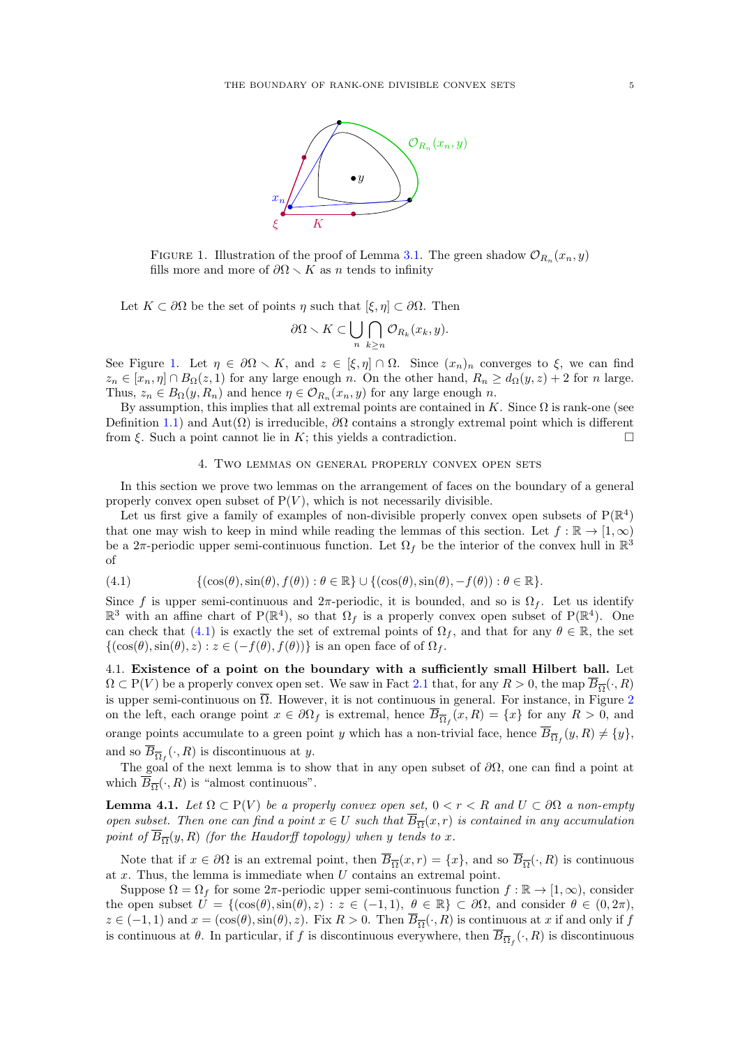FIGURE 1. Illustration of the proof of Lemma 3.1. The green shadow $\mathcal{O}_{R_n}(x_n, y)$ fills more and more of $\partial\Omega \smallsetminus K$ as $n$ tends to infinity

Let $K \subset \partial\Omega$ be the set of points $\eta$ such that $[\xi, \eta] \subset \partial\Omega$. Then

$$\partial\Omega \smallsetminus K \subset \bigcup_n \bigcap_{k \geq n} \mathcal{O}_{R_k}(x_k, y).$$

See Figure 1. Let $\eta \in \partial\Omega \smallsetminus K$, and $z \in [\xi, \eta] \cap \Omega$. Since $(x_n)_n$ converges to $\xi$, we can find $z_n \in [x_n, \eta] \cap B_\Omega(z, 1)$ for any large enough $n$. On the other hand, $R_n \geq d_\Omega(y, z) + 2$ for $n$ large. Thus, $z_n \in B_\Omega(y, R_n)$ and hence $\eta \in \mathcal{O}_{R_n}(x_n, y)$ for any large enough $n$.

By assumption, this implies that all extremal points are contained in $K$. Since $\Omega$ is rank-one (see Definition 1.1) and $\mathrm{Aut}(\Omega)$ is irreducible, $\partial\Omega$ contains a strongly extremal point which is different from $\xi$. Such a point cannot lie in $K$; this yields a contradiction. $\square$

## 4. Two lemmas on general properly convex open sets

In this section we prove two lemmas on the arrangement of faces on the boundary of a general properly convex open subset of $\mathrm{P}(V)$, which is not necessarily divisible.

Let us first give a family of examples of non-divisible properly convex open subsets of $\mathrm{P}(\mathbb{R}^4)$ that one may wish to keep in mind while reading the lemmas of this section. Let $f : \mathbb{R} \to [1, \infty)$ be a $2\pi$-periodic upper semi-continuous function. Let $\Omega_f$ be the interior of the convex hull in $\mathbb{R}^3$ of

$$\{(\cos(\theta), \sin(\theta), f(\theta)) : \theta \in \mathbb{R}\} \cup \{(\cos(\theta), \sin(\theta), -f(\theta)) : \theta \in \mathbb{R}\}. \tag{4.1}$$

Since $f$ is upper semi-continuous and $2\pi$-periodic, it is bounded, and so is $\Omega_f$. Let us identify $\mathbb{R}^3$ with an affine chart of $\mathrm{P}(\mathbb{R}^4)$, so that $\Omega_f$ is a properly convex open subset of $\mathrm{P}(\mathbb{R}^4)$. One can check that (4.1) is exactly the set of extremal points of $\Omega_f$, and that for any $\theta \in \mathbb{R}$, the set $\{(\cos(\theta), \sin(\theta), z) : z \in (-f(\theta), f(\theta))\}$ is an open face of of $\Omega_f$.

4.1. **Existence of a point on the boundary with a sufficiently small Hilbert ball.** Let $\Omega \subset \mathrm{P}(V)$ be a properly convex open set. We saw in Fact 2.1 that, for any $R > 0$, the map $\overline{B}_{\overline{\Omega}}(\cdot, R)$ is upper semi-continuous on $\overline{\Omega}$. However, it is not continuous in general. For instance, in Figure 2 on the left, each orange point $x \in \partial\Omega_f$ is extremal, hence $\overline{B}_{\overline{\Omega}_f}(x, R) = \{x\}$ for any $R > 0$, and orange points accumulate to a green point $y$ which has a non-trivial face, hence $\overline{B}_{\overline{\Omega}_f}(y, R) \neq \{y\}$, and so $\overline{B}_{\overline{\Omega}_f}(\cdot, R)$ is discontinuous at $y$.

The goal of the next lemma is to show that in any open subset of $\partial\Omega$, one can find a point at which $\overline{B}_{\overline{\Omega}}(\cdot, R)$ is "almost continuous".

**Lemma 4.1.** *Let $\Omega \subset \mathrm{P}(V)$ be a properly convex open set, $0 < r < R$ and $U \subset \partial\Omega$ a non-empty open subset. Then one can find a point $x \in U$ such that $\overline{B}_{\overline{\Omega}}(x, r)$ is contained in any accumulation point of $\overline{B}_{\overline{\Omega}}(y, R)$ (for the Haudorff topology) when $y$ tends to $x$.*

Note that if $x \in \partial\Omega$ is an extremal point, then $\overline{B}_{\overline{\Omega}}(x, r) = \{x\}$, and so $\overline{B}_{\overline{\Omega}}(\cdot, R)$ is continuous at $x$. Thus, the lemma is immediate when $U$ contains an extremal point.

Suppose $\Omega = \Omega_f$ for some $2\pi$-periodic upper semi-continuous function $f : \mathbb{R} \to [1, \infty)$, consider the open subset $U = \{(\cos(\theta), \sin(\theta), z) : z \in (-1, 1),\ \theta \in \mathbb{R}\} \subset \partial\Omega$, and consider $\theta \in (0, 2\pi)$, $z \in (-1, 1)$ and $x = (\cos(\theta), \sin(\theta), z)$. Fix $R > 0$. Then $\overline{B}_{\overline{\Omega}}(\cdot, R)$ is continuous at $x$ if and only if $f$ is continuous at $\theta$. In particular, if $f$ is discontinuous everywhere, then $\overline{B}_{\overline{\Omega}_f}(\cdot, R)$ is discontinuous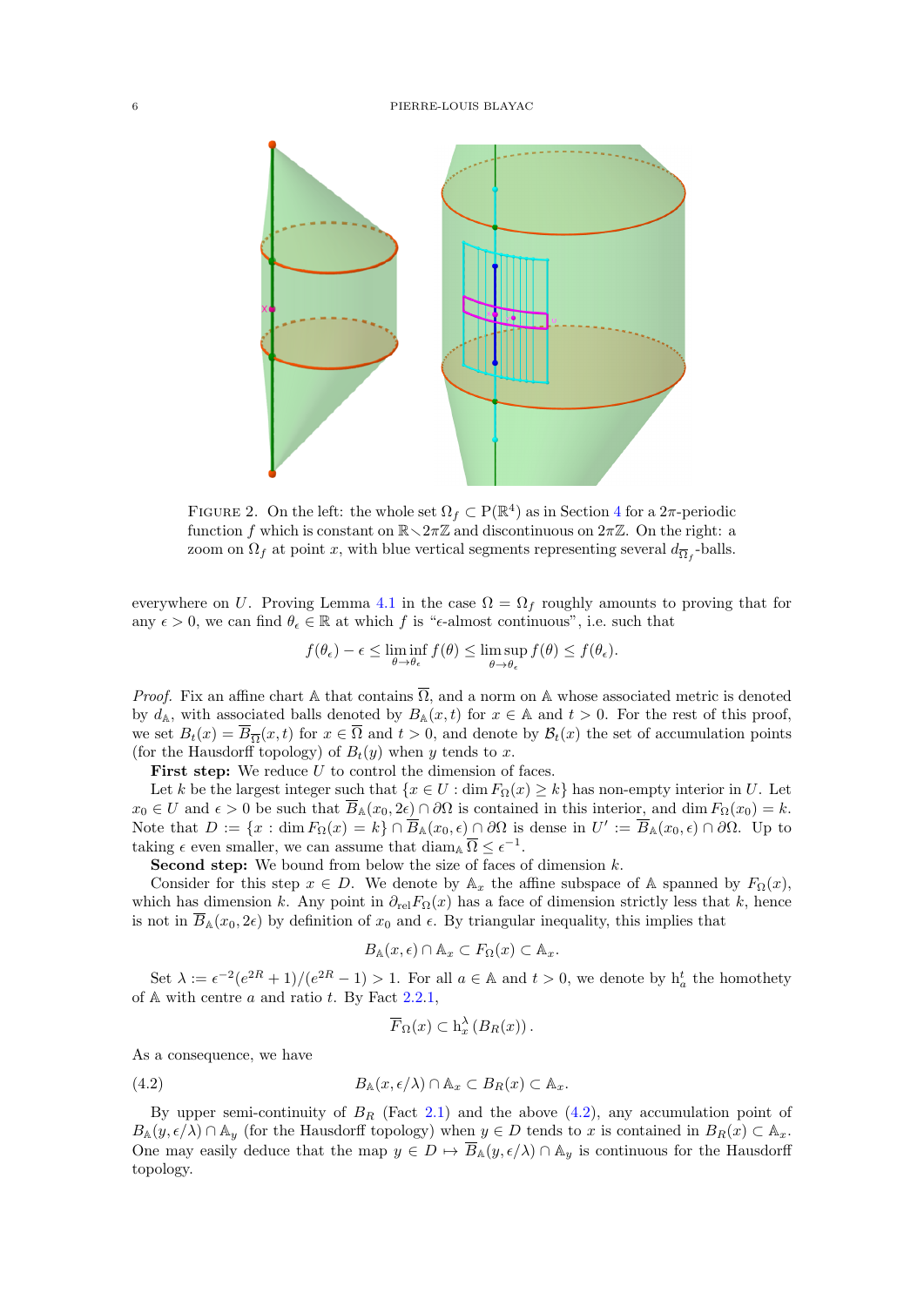FIGURE 2. On the left: the whole set $\Omega_f \subset \mathrm{P}(\mathbb{R}^4)$ as in Section 4 for a $2\pi$-periodic function $f$ which is constant on $\mathbb{R} \smallsetminus 2\pi\mathbb{Z}$ and discontinuous on $2\pi\mathbb{Z}$. On the right: a zoom on $\Omega_f$ at point $x$, with blue vertical segments representing several $d_{\overline{\Omega}_f}$-balls.

everywhere on $U$. Proving Lemma 4.1 in the case $\Omega = \Omega_f$ roughly amounts to proving that for any $\epsilon > 0$, we can find $\theta_\epsilon \in \mathbb{R}$ at which $f$ is "$\epsilon$-almost continuous", i.e. such that

$$f(\theta_\epsilon) - \epsilon \leq \liminf_{\theta \to \theta_\epsilon} f(\theta) \leq \limsup_{\theta \to \theta_\epsilon} f(\theta) \leq f(\theta_\epsilon).$$

*Proof.* Fix an affine chart $\mathbb{A}$ that contains $\overline{\Omega}$, and a norm on $\mathbb{A}$ whose associated metric is denoted by $d_{\mathbb{A}}$, with associated balls denoted by $B_{\mathbb{A}}(x,t)$ for $x \in \mathbb{A}$ and $t > 0$. For the rest of this proof, we set $B_t(x) = \overline{B}_{\overline{\Omega}}(x,t)$ for $x \in \overline{\Omega}$ and $t > 0$, and denote by $\mathcal{B}_t(x)$ the set of accumulation points (for the Hausdorff topology) of $B_t(y)$ when $y$ tends to $x$.

**First step:** We reduce $U$ to control the dimension of faces.

Let $k$ be the largest integer such that $\{x \in U : \dim F_\Omega(x) \geq k\}$ has non-empty interior in $U$. Let $x_0 \in U$ and $\epsilon > 0$ be such that $\overline{B}_{\mathbb{A}}(x_0, 2\epsilon) \cap \partial\Omega$ is contained in this interior, and $\dim F_\Omega(x_0) = k$. Note that $D := \{x : \dim F_\Omega(x) = k\} \cap \overline{B}_{\mathbb{A}}(x_0,\epsilon) \cap \partial\Omega$ is dense in $U' := \overline{B}_{\mathbb{A}}(x_0,\epsilon) \cap \partial\Omega$. Up to taking $\epsilon$ even smaller, we can assume that $\operatorname{diam}_{\mathbb{A}} \overline{\Omega} \leq \epsilon^{-1}$.

**Second step:** We bound from below the size of faces of dimension $k$.

Consider for this step $x \in D$. We denote by $\mathbb{A}_x$ the affine subspace of $\mathbb{A}$ spanned by $F_\Omega(x)$, which has dimension $k$. Any point in $\partial_{\mathrm{rel}} F_\Omega(x)$ has a face of dimension strictly less that $k$, hence is not in $\overline{B}_{\mathbb{A}}(x_0, 2\epsilon)$ by definition of $x_0$ and $\epsilon$. By triangular inequality, this implies that

$$B_{\mathbb{A}}(x,\epsilon) \cap \mathbb{A}_x \subset F_\Omega(x) \subset \mathbb{A}_x.$$

Set $\lambda := \epsilon^{-2}(e^{2R}+1)/(e^{2R}-1) > 1$. For all $a \in \mathbb{A}$ and $t > 0$, we denote by $\mathrm{h}_a^t$ the homothety of $\mathbb{A}$ with centre $a$ and ratio $t$. By Fact 2.2.1,

$$\overline{F}_\Omega(x) \subset \mathrm{h}_x^\lambda\left(B_R(x)\right).$$

As a consequence, we have

$$B_{\mathbb{A}}(x,\epsilon/\lambda) \cap \mathbb{A}_x \subset B_R(x) \subset \mathbb{A}_x. \tag{4.2}$$

By upper semi-continuity of $B_R$ (Fact 2.1) and the above (4.2), any accumulation point of $B_{\mathbb{A}}(y,\epsilon/\lambda) \cap \mathbb{A}_y$ (for the Hausdorff topology) when $y \in D$ tends to $x$ is contained in $B_R(x) \subset \mathbb{A}_x$. One may easily deduce that the map $y \in D \mapsto \overline{B}_{\mathbb{A}}(y,\epsilon/\lambda) \cap \mathbb{A}_y$ is continuous for the Hausdorff topology.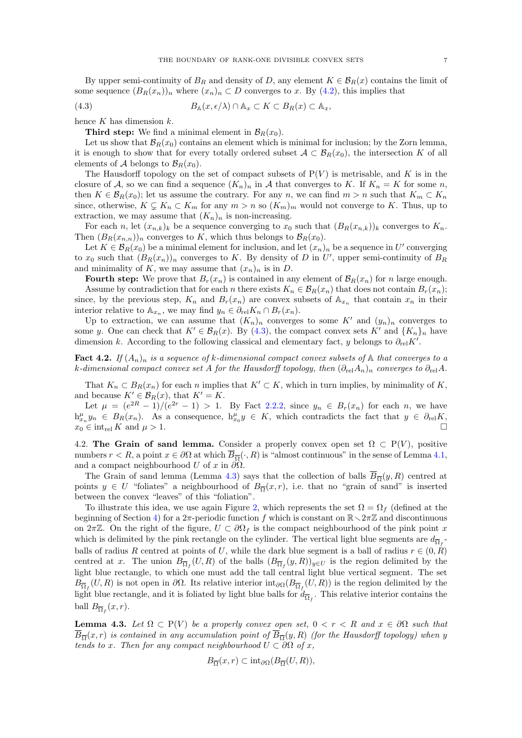By upper semi-continuity of $B_R$ and density of $D$, any element $K \in \mathcal{B}_R(x)$ contains the limit of some sequence $(B_R(x_n))_n$ where $(x_n)_n \subset D$ converges to $x$. By (4.2), this implies that

$$B_{\mathbb{A}}(x, \epsilon/\lambda) \cap \mathbb{A}_x \subset K \subset B_R(x) \subset \mathbb{A}_x, \tag{4.3}$$

hence $K$ has dimension $k$.

**Third step:** We find a minimal element in $\mathcal{B}_R(x_0)$.

Let us show that $\mathcal{B}_R(x_0)$ contains an element which is minimal for inclusion; by the Zorn lemma, it is enough to show that for every totally ordered subset $\mathcal{A} \subset \mathcal{B}_R(x_0)$, the intersection $K$ of all elements of $\mathcal{A}$ belongs to $\mathcal{B}_R(x_0)$.

The Hausdorff topology on the set of compact subsets of $\mathrm{P}(V)$ is metrisable, and $K$ is in the closure of $\mathcal{A}$, so we can find a sequence $(K_n)_n$ in $\mathcal{A}$ that converges to $K$. If $K_n = K$ for some $n$, then $K \in \mathcal{B}_R(x_0)$; let us assume the contrary. For any $n$, we can find $m > n$ such that $K_m \subset K_n$ since, otherwise, $K \subsetneq K_n \subset K_m$ for any $m > n$ so $(K_m)_m$ would not converge to $K$. Thus, up to extraction, we may assume that $(K_n)_n$ is non-increasing.

For each $n$, let $(x_{n,k})_k$ be a sequence converging to $x_0$ such that $(B_R(x_{n,k}))_k$ converges to $K_n$. Then $(B_R(x_{n,n}))_n$ converges to $K$, which thus belongs to $\mathcal{B}_R(x_0)$.

Let $K \in \mathcal{B}_R(x_0)$ be a minimal element for inclusion, and let $(x_n)_n$ be a sequence in $U'$ converging to $x_0$ such that $(B_R(x_n))_n$ converges to $K$. By density of $D$ in $U'$, upper semi-continuity of $B_R$ and minimality of $K$, we may assume that $(x_n)_n$ is in $D$.

**Fourth step:** We prove that $B_r(x_n)$ is contained in any element of $\mathcal{B}_R(x_n)$ for $n$ large enough.

Assume by contradiction that for each $n$ there exists $K_n \in \mathcal{B}_R(x_n)$ that does not contain $B_r(x_n)$; since, by the previous step, $K_n$ and $B_r(x_n)$ are convex subsets of $\mathbb{A}_{x_n}$ that contain $x_n$ in their interior relative to $\mathbb{A}_{x_n}$, we may find $y_n \in \partial_{\mathrm{rel}} K_n \cap B_r(x_n)$.

Up to extraction, we can assume that $(K_n)_n$ converges to some $K'$ and $(y_n)_n$ converges to some $y$. One can check that $K' \in \mathcal{B}_R(x)$. By (4.3), the compact convex sets $K'$ and $\{K_n\}_n$ have dimension $k$. According to the following classical and elementary fact, $y$ belongs to $\partial_{\mathrm{rel}} K'$.

**Fact 4.2.** *If $(A_n)_n$ is a sequence of $k$-dimensional compact convex subsets of $\mathbb{A}$ that converges to a $k$-dimensional compact convex set $A$ for the Hausdorff topology, then $(\partial_{\mathrm{rel}} A_n)_n$ converges to $\partial_{\mathrm{rel}} A$.*

That $K_n \subset B_R(x_n)$ for each $n$ implies that $K' \subset K$, which in turn implies, by minimality of $K$, and because $K' \in \mathcal{B}_R(x)$, that $K' = K$.

Let $\mu = (e^{2R} - 1)/(e^{2r} - 1) > 1$. By Fact 2.2.2, since $y_n \in B_r(x_n)$ for each $n$, we have $\mathrm{h}^{\mu}_{x_n} y_n \in B_R(x_n)$. As a consequence, $\mathrm{h}^{\mu}_{x_0} y \in K$, which contradicts the fact that $y \in \partial_{\mathrm{rel}} K$, $x_0 \in \mathrm{int}_{\mathrm{rel}} K$ and $\mu > 1$. $\square$

## 4.2. The Grain of sand lemma.

Consider a properly convex open set $\Omega \subset \mathrm{P}(V)$, positive numbers $r < R$, a point $x \in \partial\Omega$ at which $\overline{B}_{\overline{\Omega}}(\cdot, R)$ is "almost continuous" in the sense of Lemma 4.1, and a compact neighbourhood $U$ of $x$ in $\partial\Omega$.

The Grain of sand lemma (Lemma 4.3) says that the collection of balls $\overline{B}_{\overline{\Omega}}(y, R)$ centred at points $y \in U$ "foliates" a neighbourhood of $B_{\overline{\Omega}}(x, r)$, i.e. that no "grain of sand" is inserted between the convex "leaves" of this "foliation".

To illustrate this idea, we use again Figure 2, which represents the set $\Omega = \Omega_f$ (defined at the beginning of Section 4) for a $2\pi$-periodic function $f$ which is constant on $\mathbb{R} \smallsetminus 2\pi\mathbb{Z}$ and discontinuous on $2\pi\mathbb{Z}$. On the right of the figure, $U \subset \partial\Omega_f$ is the compact neighbourhood of the pink point $x$ which is delimited by the pink rectangle on the cylinder. The vertical light blue segments are $d_{\overline{\Omega}_f}$-balls of radius $R$ centred at points of $U$, while the dark blue segment is a ball of radius $r \in (0, R)$ centred at $x$. The union $B_{\overline{\Omega}_f}(U, R)$ of the balls $(B_{\overline{\Omega}_f}(y, R))_{y \in U}$ is the region delimited by the light blue rectangle, to which one must add the tall central light blue vertical segment. The set $B_{\overline{\Omega}_f}(U, R)$ is not open in $\partial\Omega$. Its relative interior $\mathrm{int}_{\partial\Omega}(B_{\overline{\Omega}_f}(U, R))$ is the region delimited by the light blue rectangle, and it is foliated by light blue balls for $d_{\overline{\Omega}_f}$. This relative interior contains the ball $B_{\overline{\Omega}_f}(x, r)$.

**Lemma 4.3.** *Let $\Omega \subset \mathrm{P}(V)$ be a properly convex open set, $0 < r < R$ and $x \in \partial\Omega$ such that $\overline{B}_{\overline{\Omega}}(x, r)$ is contained in any accumulation point of $\overline{B}_{\overline{\Omega}}(y, R)$ (for the Hausdorff topology) when $y$ tends to $x$. Then for any compact neighbourhood $U \subset \partial\Omega$ of $x$,*

$$B_{\overline{\Omega}}(x, r) \subset \mathrm{int}_{\partial\Omega}(B_{\overline{\Omega}}(U, R)),$$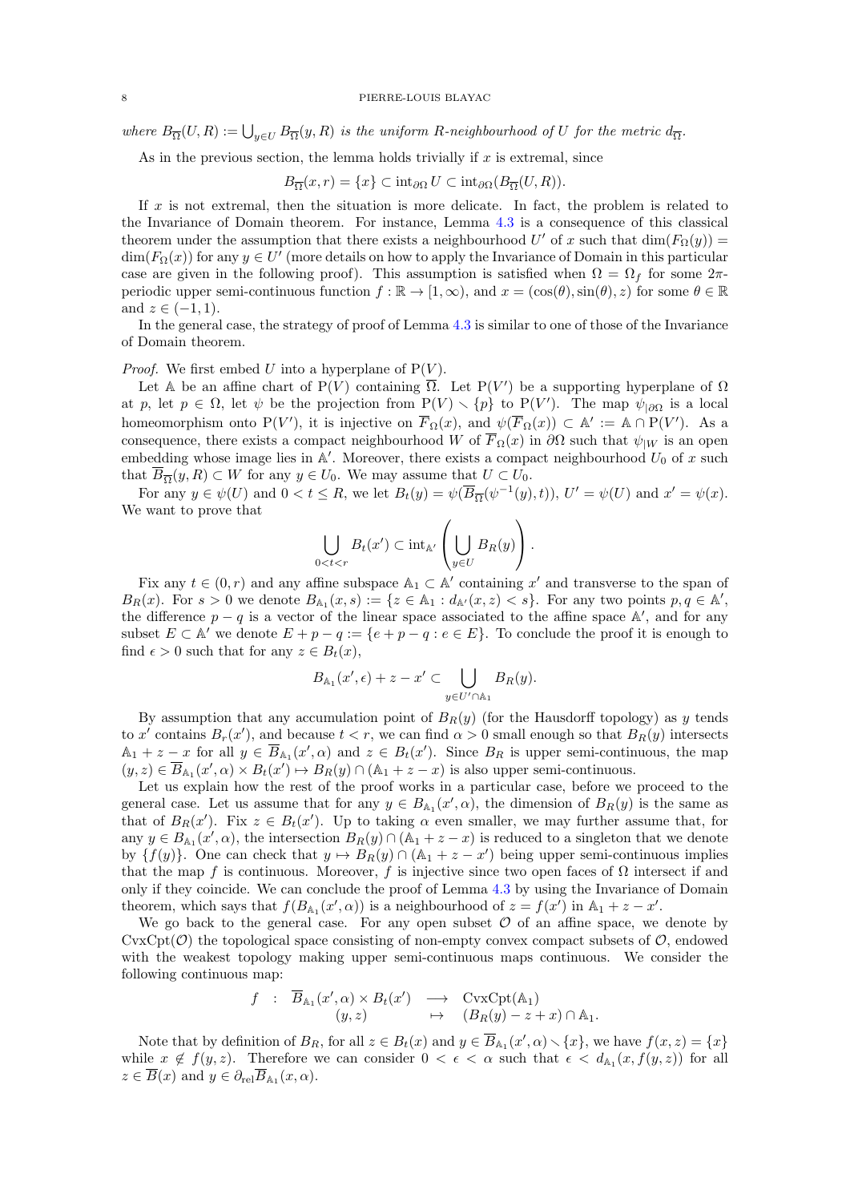*where* $B_{\overline{\Omega}}(U,R) := \bigcup_{y\in U} B_{\overline{\Omega}}(y,R)$ *is the uniform R-neighbourhood of U for the metric* $d_{\overline{\Omega}}$.

As in the previous section, the lemma holds trivially if $x$ is extremal, since

$$B_{\overline{\Omega}}(x,r) = \{x\} \subset \mathrm{int}_{\partial\Omega} U \subset \mathrm{int}_{\partial\Omega}(B_{\overline{\Omega}}(U,R)).$$

If $x$ is not extremal, then the situation is more delicate. In fact, the problem is related to the Invariance of Domain theorem. For instance, Lemma 4.3 is a consequence of this classical theorem under the assumption that there exists a neighbourhood $U'$ of $x$ such that $\dim(F_\Omega(y)) = \dim(F_\Omega(x))$ for any $y \in U'$ (more details on how to apply the Invariance of Domain in this particular case are given in the following proof). This assumption is satisfied when $\Omega = \Omega_f$ for some $2\pi$-periodic upper semi-continuous function $f : \mathbb{R} \to [1,\infty)$, and $x = (\cos(\theta), \sin(\theta), z)$ for some $\theta \in \mathbb{R}$ and $z \in (-1,1)$.

In the general case, the strategy of proof of Lemma 4.3 is similar to one of those of the Invariance of Domain theorem.

*Proof.* We first embed $U$ into a hyperplane of $\mathrm{P}(V)$.

Let $\mathbb{A}$ be an affine chart of $\mathrm{P}(V)$ containing $\overline{\Omega}$. Let $\mathrm{P}(V')$ be a supporting hyperplane of $\Omega$ at $p$, let $p \in \Omega$, let $\psi$ be the projection from $\mathrm{P}(V) \smallsetminus \{p\}$ to $\mathrm{P}(V')$. The map $\psi_{|\partial\Omega}$ is a local homeomorphism onto $\mathrm{P}(V')$, it is injective on $\overline{F}_\Omega(x)$, and $\psi(\overline{F}_\Omega(x)) \subset \mathbb{A}' := \mathbb{A} \cap \mathrm{P}(V')$. As a consequence, there exists a compact neighbourhood $W$ of $\overline{F}_\Omega(x)$ in $\partial\Omega$ such that $\psi_{|W}$ is an open embedding whose image lies in $\mathbb{A}'$. Moreover, there exists a compact neighbourhood $U_0$ of $x$ such that $\overline{B}_{\overline{\Omega}}(y,R) \subset W$ for any $y \in U_0$. We may assume that $U \subset U_0$.

For any $y \in \psi(U)$ and $0 < t \leq R$, we let $B_t(y) = \psi(\overline{B}_{\overline{\Omega}}(\psi^{-1}(y),t))$, $U' = \psi(U)$ and $x' = \psi(x)$. We want to prove that

$$\bigcup_{0<t<r} B_t(x') \subset \mathrm{int}_{\mathbb{A}'}\left(\bigcup_{y\in U} B_R(y)\right).$$

Fix any $t \in (0,r)$ and any affine subspace $\mathbb{A}_1 \subset \mathbb{A}'$ containing $x'$ and transverse to the span of $B_R(x)$. For $s > 0$ we denote $B_{\mathbb{A}_1}(x,s) := \{z \in \mathbb{A}_1 : d_{\mathbb{A}'}(x,z) < s\}$. For any two points $p,q \in \mathbb{A}'$, the difference $p - q$ is a vector of the linear space associated to the affine space $\mathbb{A}'$, and for any subset $E \subset \mathbb{A}'$ we denote $E + p - q := \{e + p - q : e \in E\}$. To conclude the proof it is enough to find $\epsilon > 0$ such that for any $z \in B_t(x)$,

$$B_{\mathbb{A}_1}(x',\epsilon) + z - x' \subset \bigcup_{y\in U'\cap\mathbb{A}_1} B_R(y).$$

By assumption that any accumulation point of $B_R(y)$ (for the Hausdorff topology) as $y$ tends to $x'$ contains $B_r(x')$, and because $t < r$, we can find $\alpha > 0$ small enough so that $B_R(y)$ intersects $\mathbb{A}_1 + z - x$ for all $y \in \overline{B}_{\mathbb{A}_1}(x',\alpha)$ and $z \in B_t(x')$. Since $B_R$ is upper semi-continuous, the map $(y,z) \in \overline{B}_{\mathbb{A}_1}(x',\alpha) \times B_t(x') \mapsto B_R(y) \cap (\mathbb{A}_1 + z - x)$ is also upper semi-continuous.

Let us explain how the rest of the proof works in a particular case, before we proceed to the general case. Let us assume that for any $y \in B_{\mathbb{A}_1}(x',\alpha)$, the dimension of $B_R(y)$ is the same as that of $B_R(x')$. Fix $z \in B_t(x')$. Up to taking $\alpha$ even smaller, we may further assume that, for any $y \in B_{\mathbb{A}_1}(x',\alpha)$, the intersection $B_R(y) \cap (\mathbb{A}_1 + z - x)$ is reduced to a singleton that we denote by $\{f(y)\}$. One can check that $y \mapsto B_R(y) \cap (\mathbb{A}_1 + z - x')$ being upper semi-continuous implies that the map $f$ is continuous. Moreover, $f$ is injective since two open faces of $\Omega$ intersect if and only if they coincide. We can conclude the proof of Lemma 4.3 by using the Invariance of Domain theorem, which says that $f(B_{\mathbb{A}_1}(x',\alpha))$ is a neighbourhood of $z = f(x')$ in $\mathbb{A}_1 + z - x'$.

We go back to the general case. For any open subset $\mathcal{O}$ of an affine space, we denote by $\mathrm{CvxCpt}(\mathcal{O})$ the topological space consisting of non-empty convex compact subsets of $\mathcal{O}$, endowed with the weakest topology making upper semi-continuous maps continuous. We consider the following continuous map:

$$\begin{array}{rccc} f & : & \overline{B}_{\mathbb{A}_1}(x',\alpha) \times B_t(x') & \longrightarrow & \mathrm{CvxCpt}(\mathbb{A}_1) \\ & & (y,z) & \mapsto & (B_R(y) - z + x) \cap \mathbb{A}_1. \end{array}$$

Note that by definition of $B_R$, for all $z \in B_t(x)$ and $y \in \overline{B}_{\mathbb{A}_1}(x',\alpha) \smallsetminus \{x\}$, we have $f(x,z) = \{x\}$ while $x \notin f(y,z)$. Therefore we can consider $0 < \epsilon < \alpha$ such that $\epsilon < d_{\mathbb{A}_1}(x, f(y,z))$ for all $z \in \overline{B}(x)$ and $y \in \partial_{\mathrm{rel}}\overline{B}_{\mathbb{A}_1}(x,\alpha)$.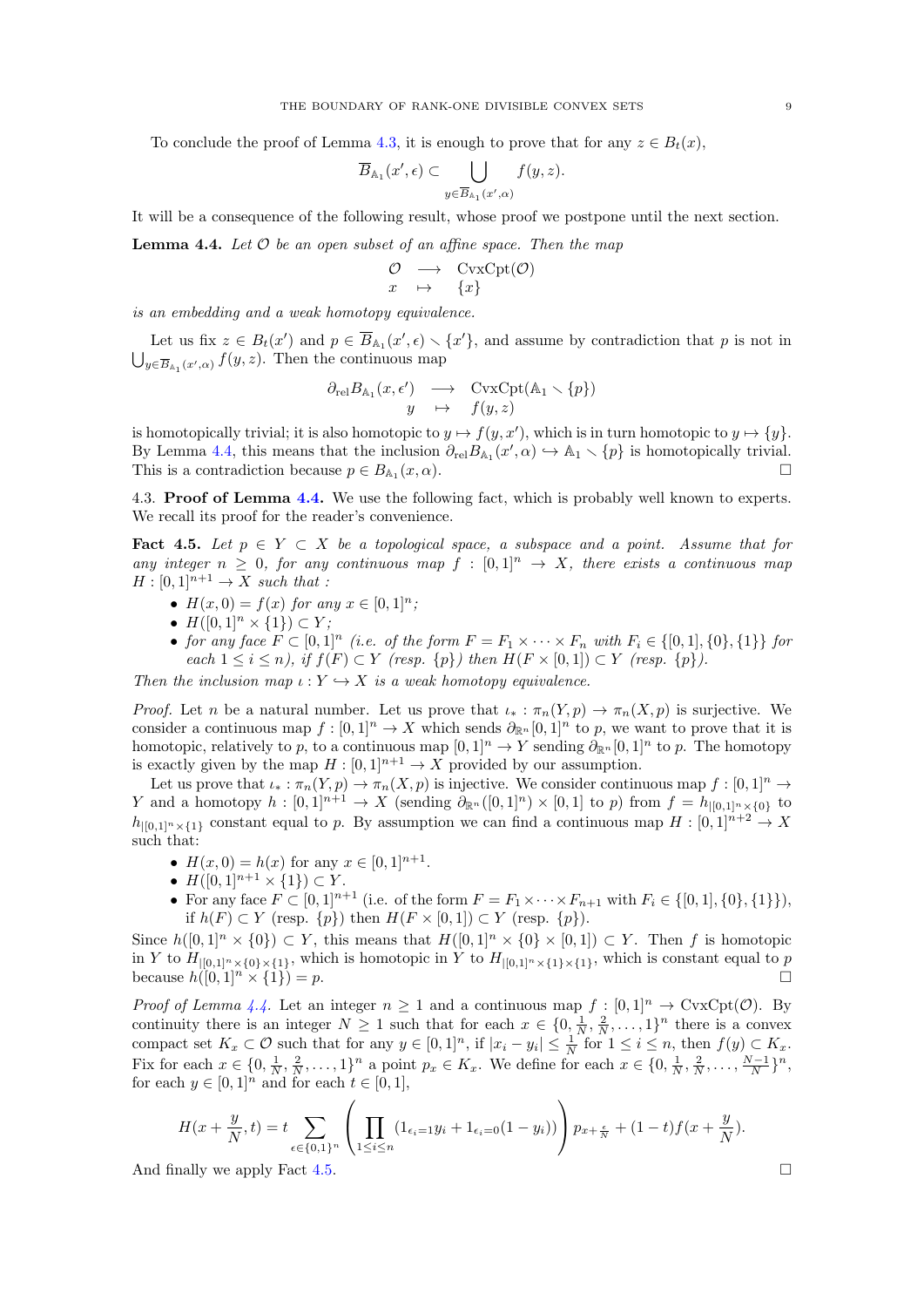To conclude the proof of Lemma 4.3, it is enough to prove that for any $z \in B_t(x)$,

$$\overline{B}_{\mathbb{A}_1}(x',\epsilon) \subset \bigcup_{y \in \overline{B}_{\mathbb{A}_1}(x',\alpha)} f(y,z).$$

It will be a consequence of the following result, whose proof we postpone until the next section.

**Lemma 4.4.** *Let $\mathcal{O}$ be an open subset of an affine space. Then the map*

$$\begin{array}{ccc} \mathcal{O} & \longrightarrow & \mathrm{CvxCpt}(\mathcal{O}) \\ x & \mapsto & \{x\} \end{array}$$

*is an embedding and a weak homotopy equivalence.*

Let us fix $z \in B_t(x')$ and $p \in \overline{B}_{\mathbb{A}_1}(x',\epsilon) \smallsetminus \{x'\}$, and assume by contradiction that $p$ is not in $\bigcup_{y \in \overline{B}_{\mathbb{A}_1}(x',\alpha)} f(y,z)$. Then the continuous map

$$\begin{array}{ccc} \partial_{\mathrm{rel}} B_{\mathbb{A}_1}(x,\epsilon') & \longrightarrow & \mathrm{CvxCpt}(\mathbb{A}_1 \smallsetminus \{p\}) \\ y & \mapsto & f(y,z) \end{array}$$

is homotopically trivial; it is also homotopic to $y \mapsto f(y,x')$, which is in turn homotopic to $y \mapsto \{y\}$. By Lemma 4.4, this means that the inclusion $\partial_{\mathrm{rel}} B_{\mathbb{A}_1}(x',\alpha) \hookrightarrow \mathbb{A}_1 \smallsetminus \{p\}$ is homotopically trivial. This is a contradiction because $p \in B_{\mathbb{A}_1}(x,\alpha)$. $\square$

4.3. **Proof of Lemma 4.4.** We use the following fact, which is probably well known to experts. We recall its proof for the reader's convenience.

**Fact 4.5.** *Let $p \in Y \subset X$ be a topological space, a subspace and a point. Assume that for any integer $n \geq 0$, for any continuous map $f : [0,1]^n \to X$, there exists a continuous map $H : [0,1]^{n+1} \to X$ such that :*

- *$H(x,0) = f(x)$ for any $x \in [0,1]^n$;*
- *$H([0,1]^n \times \{1\}) \subset Y$;*
- *for any face $F \subset [0,1]^n$ (i.e. of the form $F = F_1 \times \cdots \times F_n$ with $F_i \in \{[0,1],\{0\},\{1\}\}$ for each $1 \leq i \leq n$), if $f(F) \subset Y$ (resp. $\{p\}$) then $H(F \times [0,1)) \subset Y$ (resp. $\{p\}$).*

*Then the inclusion map $\iota : Y \hookrightarrow X$ is a weak homotopy equivalence.*

*Proof.* Let $n$ be a natural number. Let us prove that $\iota_* : \pi_n(Y,p) \to \pi_n(X,p)$ is surjective. We consider a continuous map $f : [0,1]^n \to X$ which sends $\partial_{\mathbb{R}^n}[0,1]^n$ to $p$, we want to prove that it is homotopic, relatively to $p$, to a continuous map $[0,1]^n \to Y$ sending $\partial_{\mathbb{R}^n}[0,1]^n$ to $p$. The homotopy is exactly given by the map $H : [0,1]^{n+1} \to X$ provided by our assumption.

Let us prove that $\iota_* : \pi_n(Y,p) \to \pi_n(X,p)$ is injective. We consider continuous map $f : [0,1]^n \to Y$ and a homotopy $h : [0,1]^{n+1} \to X$ (sending $\partial_{\mathbb{R}^n}([0,1]^n) \times [0,1]$ to $p$) from $f = h_{|[0,1]^n \times \{0\}}$ to $h_{|[0,1]^n \times \{1\}}$ constant equal to $p$. By assumption we can find a continuous map $H : [0,1]^{n+2} \to X$ such that:

- $H(x,0) = h(x)$ for any $x \in [0,1]^{n+1}$.
- $H([0,1]^{n+1} \times \{1\}) \subset Y$.
- For any face $F \subset [0,1]^{n+1}$ (i.e. of the form $F = F_1 \times \cdots \times F_{n+1}$ with $F_i \in \{[0,1],\{0\},\{1\}\}$), if $h(F) \subset Y$ (resp. $\{p\}$) then $H(F \times [0,1)) \subset Y$ (resp. $\{p\}$).

Since $h([0,1]^n \times \{0\}) \subset Y$, this means that $H([0,1]^n \times \{0\} \times [0,1]) \subset Y$. Then $f$ is homotopic in $Y$ to $H_{|[0,1]^n \times \{0\} \times \{1\}}$, which is homotopic in $Y$ to $H_{|[0,1]^n \times \{1\} \times \{1\}}$, which is constant equal to $p$ because $h([0,1]^n \times \{1\}) = p$. $\square$

*Proof of Lemma 4.4.* Let an integer $n \geq 1$ and a continuous map $f : [0,1]^n \to \mathrm{CvxCpt}(\mathcal{O})$. By continuity there is an integer $N \geq 1$ such that for each $x \in \{0, \frac{1}{N}, \frac{2}{N}, \ldots, 1\}^n$ there is a convex compact set $K_x \subset \mathcal{O}$ such that for any $y \in [0,1]^n$, if $|x_i - y_i| \leq \frac{1}{N}$ for $1 \leq i \leq n$, then $f(y) \subset K_x$. Fix for each $x \in \{0, \frac{1}{N}, \frac{2}{N}, \ldots, 1\}^n$ a point $p_x \in K_x$. We define for each $x \in \{0, \frac{1}{N}, \frac{2}{N}, \ldots, \frac{N-1}{N}\}^n$, for each $y \in [0,1]^n$ and for each $t \in [0,1]$,

$$H(x + \frac{y}{N}, t) = t \sum_{\epsilon \in \{0,1\}^n} \left( \prod_{1 \leq i \leq n} (1_{\epsilon_i = 1} y_i + 1_{\epsilon_i = 0}(1 - y_i)) \right) p_{x + \frac{\epsilon}{N}} + (1-t) f(x + \frac{y}{N}).$$

And finally we apply Fact 4.5. $\square$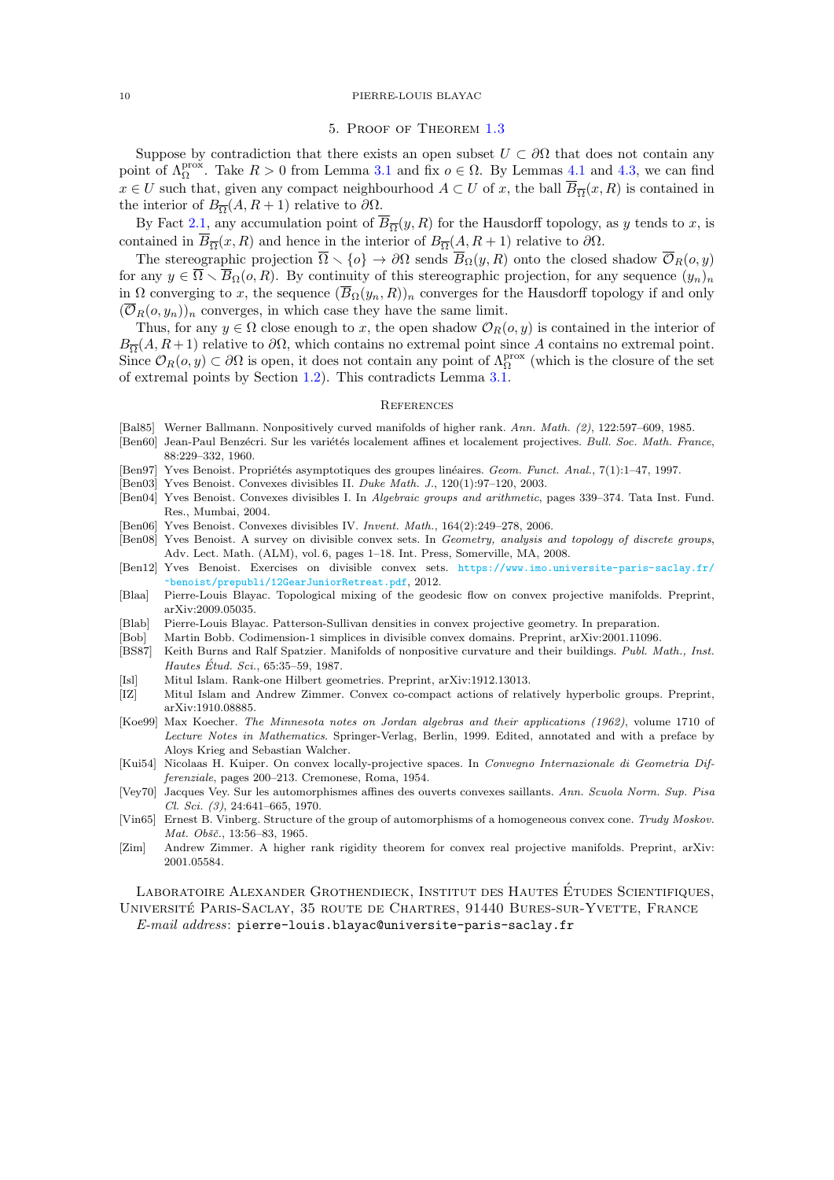## 5. Proof of Theorem 1.3

Suppose by contradiction that there exists an open subset $U \subset \partial\Omega$ that does not contain any point of $\Lambda_\Omega^{\text{prox}}$. Take $R > 0$ from Lemma 3.1 and fix $o \in \Omega$. By Lemmas 4.1 and 4.3, we can find $x \in U$ such that, given any compact neighbourhood $A \subset U$ of $x$, the ball $\overline{B}_{\overline{\Omega}}(x, R)$ is contained in the interior of $B_{\overline{\Omega}}(A, R+1)$ relative to $\partial\Omega$.

By Fact 2.1, any accumulation point of $\overline{B}_{\overline{\Omega}}(y, R)$ for the Hausdorff topology, as $y$ tends to $x$, is contained in $\overline{B}_{\overline{\Omega}}(x, R)$ and hence in the interior of $B_{\overline{\Omega}}(A, R+1)$ relative to $\partial\Omega$.

The stereographic projection $\overline{\Omega} \smallsetminus \{o\} \to \partial\Omega$ sends $\overline{B}_\Omega(y, R)$ onto the closed shadow $\overline{\mathcal{O}}_R(o, y)$ for any $y \in \overline{\Omega} \smallsetminus \overline{B}_\Omega(o, R)$. By continuity of this stereographic projection, for any sequence $(y_n)_n$ in $\Omega$ converging to $x$, the sequence $(\overline{B}_\Omega(y_n, R))_n$ converges for the Hausdorff topology if and only $(\overline{\mathcal{O}}_R(o, y_n))_n$ converges, in which case they have the same limit.

Thus, for any $y \in \Omega$ close enough to $x$, the open shadow $\mathcal{O}_R(o, y)$ is contained in the interior of $B_{\overline{\Omega}}(A, R+1)$ relative to $\partial\Omega$, which contains no extremal point since $A$ contains no extremal point. Since $\mathcal{O}_R(o, y) \subset \partial\Omega$ is open, it does not contain any point of $\Lambda_\Omega^{\text{prox}}$ (which is the closure of the set of extremal points by Section 1.2). This contradicts Lemma 3.1.

## References

[Bal85] Werner Ballmann. Nonpositively curved manifolds of higher rank. *Ann. Math. (2)*, 122:597–609, 1985.

[Ben60] Jean-Paul Benzécri. Sur les variétés localement affines et localement projectives. *Bull. Soc. Math. France*, 88:229–332, 1960.

[Ben97] Yves Benoist. Propriétés asymptotiques des groupes linéaires. *Geom. Funct. Anal.*, 7(1):1–47, 1997.

[Ben03] Yves Benoist. Convexes divisibles II. *Duke Math. J.*, 120(1):97–120, 2003.

[Ben04] Yves Benoist. Convexes divisibles I. In *Algebraic groups and arithmetic*, pages 339–374. Tata Inst. Fund. Res., Mumbai, 2004.

[Ben06] Yves Benoist. Convexes divisibles IV. *Invent. Math.*, 164(2):249–278, 2006.

[Ben08] Yves Benoist. A survey on divisible convex sets. In *Geometry, analysis and topology of discrete groups*, Adv. Lect. Math. (ALM), vol. 6, pages 1–18. Int. Press, Somerville, MA, 2008.

[Ben12] Yves Benoist. Exercises on divisible convex sets. https://www.imo.universite-paris-saclay.fr/~benoist/prepubli/12GearJuniorRetreat.pdf, 2012.

[Blaa] Pierre-Louis Blayac. Topological mixing of the geodesic flow on convex projective manifolds. Preprint, arXiv:2009.05035.

[Blab] Pierre-Louis Blayac. Patterson-Sullivan densities in convex projective geometry. In preparation.

[Bob] Martin Bobb. Codimension-1 simplices in divisible convex domains. Preprint, arXiv:2001.11096.

[BS87] Keith Burns and Ralf Spatzier. Manifolds of nonpositive curvature and their buildings. *Publ. Math., Inst. Hautes Étud. Sci.*, 65:35–59, 1987.

[Isl] Mitul Islam. Rank-one Hilbert geometries. Preprint, arXiv:1912.13013.

[IZ] Mitul Islam and Andrew Zimmer. Convex co-compact actions of relatively hyperbolic groups. Preprint, arXiv:1910.08885.

[Koe99] Max Koecher. *The Minnesota notes on Jordan algebras and their applications (1962)*, volume 1710 of *Lecture Notes in Mathematics*. Springer-Verlag, Berlin, 1999. Edited, annotated and with a preface by Aloys Krieg and Sebastian Walcher.

[Kui54] Nicolaas H. Kuiper. On convex locally-projective spaces. In *Convegno Internazionale di Geometria Differenziale*, pages 200–213. Cremonese, Roma, 1954.

[Vey70] Jacques Vey. Sur les automorphismes affines des ouverts convexes saillants. *Ann. Scuola Norm. Sup. Pisa Cl. Sci. (3)*, 24:641–665, 1970.

[Vin65] Ernest B. Vinberg. Structure of the group of automorphisms of a homogeneous convex cone. *Trudy Moskov. Mat. Obšč.*, 13:56–83, 1965.

[Zim] Andrew Zimmer. A higher rank rigidity theorem for convex real projective manifolds. Preprint, arXiv: 2001.05584.

Laboratoire Alexander Grothendieck, Institut des Hautes Études Scientifiques, Université Paris-Saclay, 35 route de Chartres, 91440 Bures-sur-Yvette, France

*E-mail address*: pierre-louis.blayac@universite-paris-saclay.fr